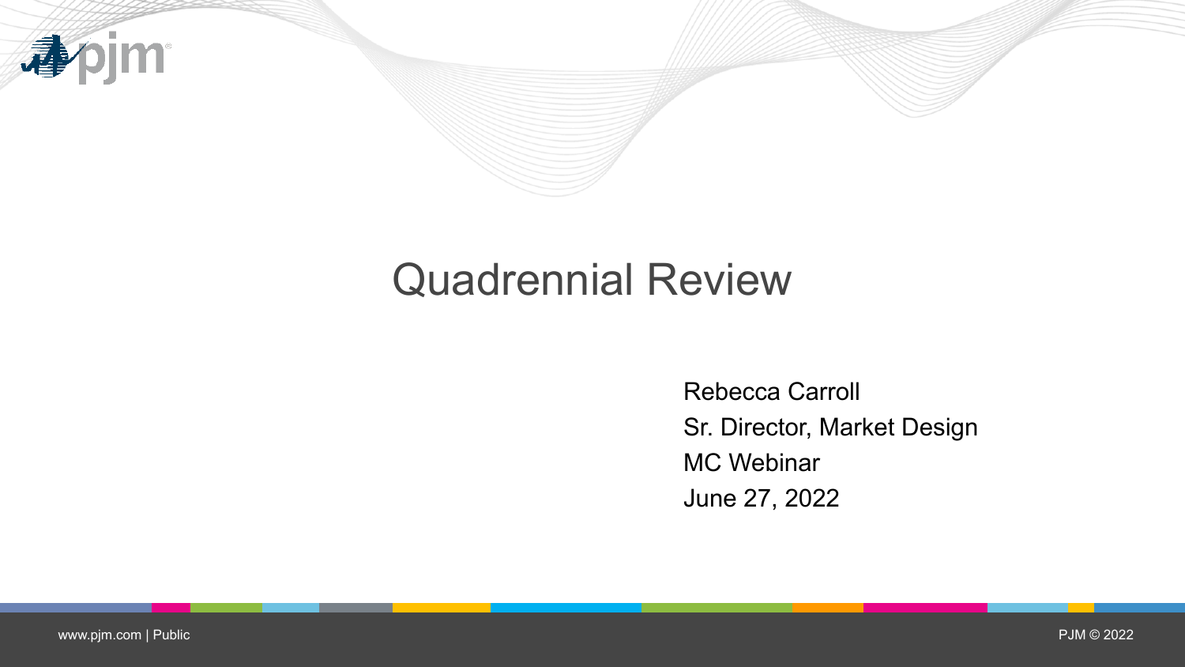# Quadrennial Review

Rebecca Carroll
Sr. Director, Market Design
MC Webinar
June 27, 2022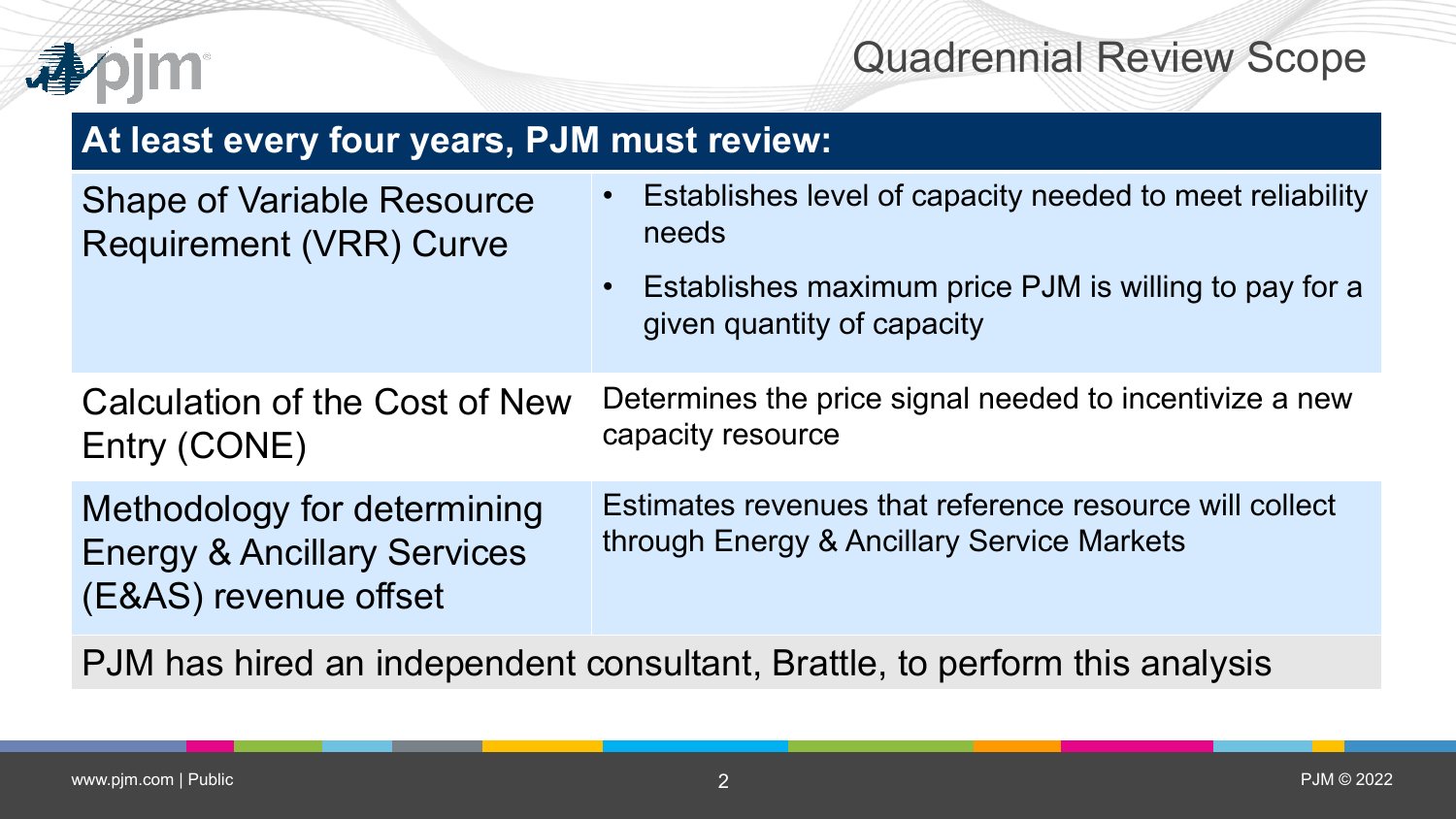# Quadrennial Review Scope

| At least every four years, PJM must review: | |
|---|---|
| Shape of Variable Resource Requirement (VRR) Curve | • Establishes level of capacity needed to meet reliability needs<br>• Establishes maximum price PJM is willing to pay for a given quantity of capacity |
| Calculation of the Cost of New Entry (CONE) | Determines the price signal needed to incentivize a new capacity resource |
| Methodology for determining Energy & Ancillary Services (E&AS) revenue offset | Estimates revenues that reference resource will collect through Energy & Ancillary Service Markets |

PJM has hired an independent consultant, Brattle, to perform this analysis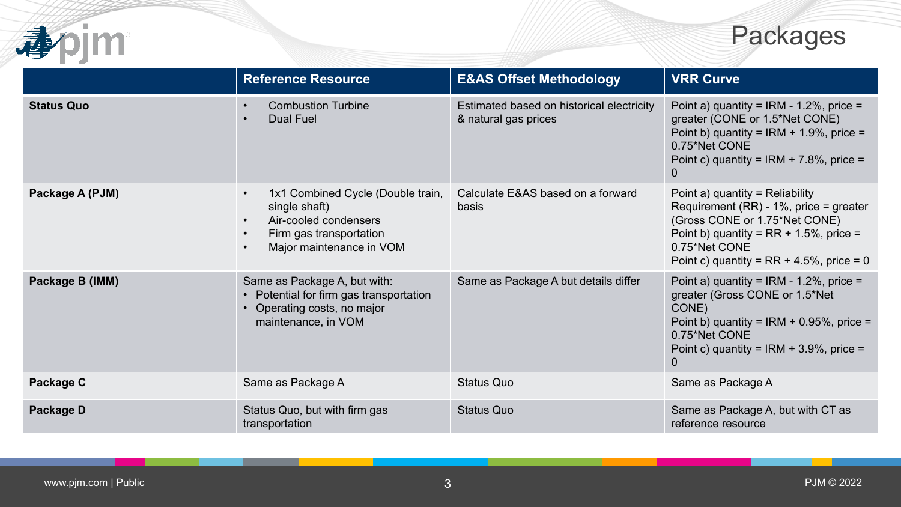# Packages

| | Reference Resource | E&AS Offset Methodology | VRR Curve |
|---|---|---|---|
| **Status Quo** | • Combustion Turbine<br>• Dual Fuel | Estimated based on historical electricity & natural gas prices | Point a) quantity = IRM - 1.2%, price = greater (CONE or 1.5*Net CONE)<br>Point b) quantity = IRM + 1.9%, price = 0.75*Net CONE<br>Point c) quantity = IRM + 7.8%, price = 0 |
| **Package A (PJM)** | • 1x1 Combined Cycle (Double train, single shaft)<br>• Air-cooled condensers<br>• Firm gas transportation<br>• Major maintenance in VOM | Calculate E&AS based on a forward basis | Point a) quantity = Reliability Requirement (RR) - 1%, price = greater (Gross CONE or 1.75*Net CONE)<br>Point b) quantity = RR + 1.5%, price = 0.75*Net CONE<br>Point c) quantity = RR + 4.5%, price = 0 |
| **Package B (IMM)** | Same as Package A, but with:<br>• Potential for firm gas transportation<br>• Operating costs, no major maintenance, in VOM | Same as Package A but details differ | Point a) quantity = IRM - 1.2%, price = greater (Gross CONE or 1.5*Net CONE)<br>Point b) quantity = IRM + 0.95%, price = 0.75*Net CONE<br>Point c) quantity = IRM + 3.9%, price = 0 |
| **Package C** | Same as Package A | Status Quo | Same as Package A |
| **Package D** | Status Quo, but with firm gas transportation | Status Quo | Same as Package A, but with CT as reference resource |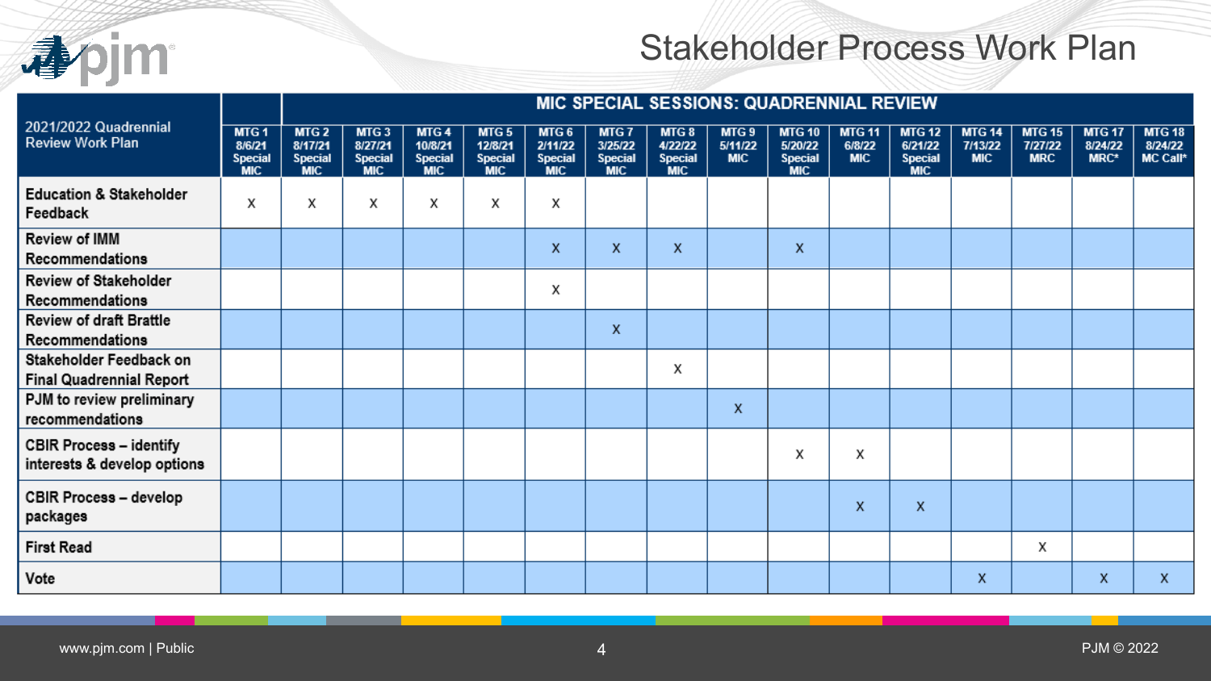# Stakeholder Process Work Plan

| 2021/2022 Quadrennial Review Work Plan | MIC SPECIAL SESSIONS: QUADRENNIAL REVIEW | | | | | | | | | | | | | | | |
|---|---|---|---|---|---|---|---|---|---|---|---|---|---|---|---|---|
| | MTG 1 8/6/21 Special MIC | MTG 2 8/17/21 Special MIC | MTG 3 8/27/21 Special MIC | MTG 4 10/8/21 Special MIC | MTG 5 12/8/21 Special MIC | MTG 6 2/11/22 Special MIC | MTG 7 3/25/22 Special MIC | MTG 8 4/22/22 Special MIC | MTG 9 5/11/22 MIC | MTG 10 5/20/22 Special MIC | MTG 11 6/8/22 MIC | MTG 12 6/21/22 Special MIC | MTG 14 7/13/22 MIC | MTG 15 7/27/22 MRC | MTG 17 8/24/22 MRC* | MTG 18 8/24/22 MC Call* |
| Education & Stakeholder Feedback | X | X | X | X | X | X | | | | | | | | | | |
| Review of IMM Recommendations | | | | | | X | X | X | | X | | | | | | |
| Review of Stakeholder Recommendations | | | | | | X | | | | | | | | | | |
| Review of draft Brattle Recommendations | | | | | | | X | | | | | | | | | |
| Stakeholder Feedback on Final Quadrennial Report | | | | | | | | X | | | | | | | | |
| PJM to review preliminary recommendations | | | | | | | | | X | | | | | | | |
| CBIR Process – identify interests & develop options | | | | | | | | | | X | X | | | | | |
| CBIR Process – develop packages | | | | | | | | | | | X | X | | | | |
| First Read | | | | | | | | | | | | | | X | | |
| Vote | | | | | | | | | | | | | X | | X | X |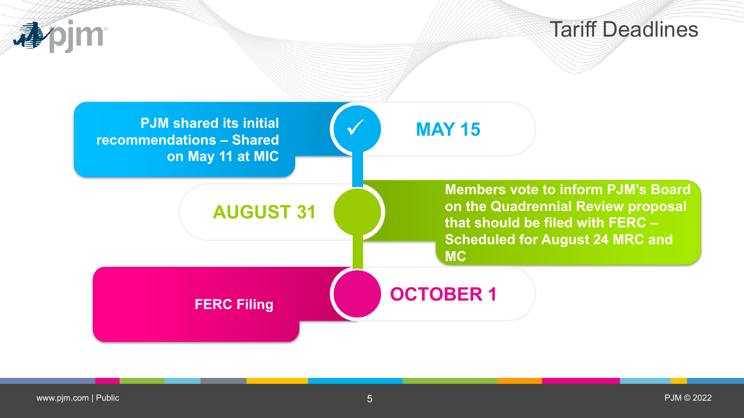# Tariff Deadlines

**MAY 15** ✓

**PJM shared its initial recommendations – Shared on May 11 at MIC**

**AUGUST 31**

**Members vote to inform PJM's Board on the Quadrennial Review proposal that should be filed with FERC – Scheduled for August 24 MRC and MC**

**OCTOBER 1**

**FERC Filing**